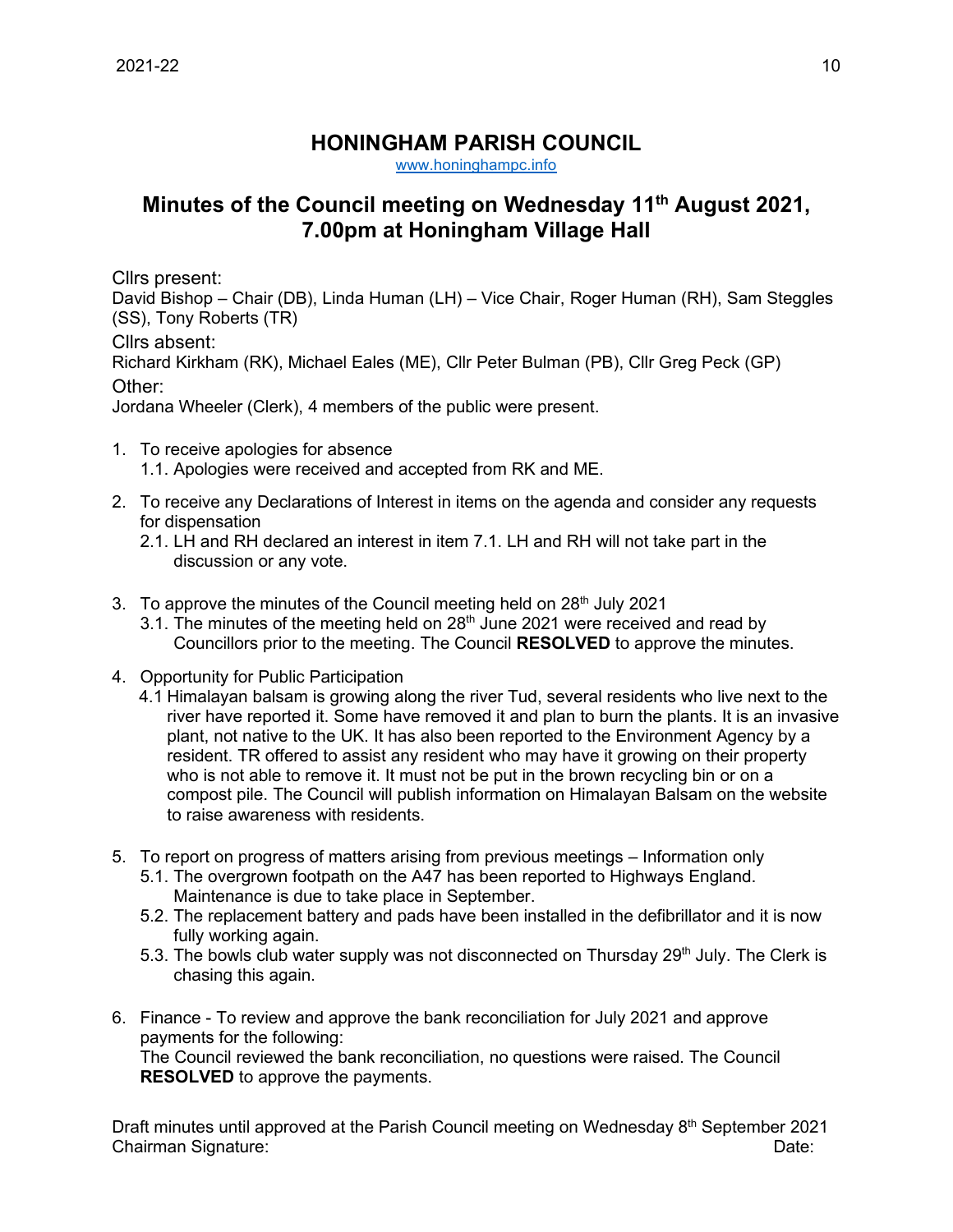# HONINGHAM PARISH COUNCIL

www.honinghampc.info

## Minutes of the Council meeting on Wednesday 11th August 2021, 7.00pm at Honingham Village Hall

Cllrs present:

David Bishop – Chair (DB), Linda Human (LH) – Vice Chair, Roger Human (RH), Sam Steggles (SS), Tony Roberts (TR)

Cllrs absent:

Richard Kirkham (RK), Michael Eales (ME), Cllr Peter Bulman (PB), Cllr Greg Peck (GP)

Other:

Jordana Wheeler (Clerk), 4 members of the public were present.

1. To receive apologies for absence
   1.1. Apologies were received and accepted from RK and ME.
2. To receive any Declarations of Interest in items on the agenda and consider any requests for dispensation
   2.1. LH and RH declared an interest in item 7.1. LH and RH will not take part in the discussion or any vote.
3. To approve the minutes of the Council meeting held on 28th July 2021
   3.1. The minutes of the meeting held on 28th June 2021 were received and read by Councillors prior to the meeting. The Council **RESOLVED** to approve the minutes.
4. Opportunity for Public Participation
   4.1 Himalayan balsam is growing along the river Tud, several residents who live next to the river have reported it. Some have removed it and plan to burn the plants. It is an invasive plant, not native to the UK. It has also been reported to the Environment Agency by a resident. TR offered to assist any resident who may have it growing on their property who is not able to remove it. It must not be put in the brown recycling bin or on a compost pile. The Council will publish information on Himalayan Balsam on the website to raise awareness with residents.
5. To report on progress of matters arising from previous meetings – Information only
   5.1. The overgrown footpath on the A47 has been reported to Highways England. Maintenance is due to take place in September.
   5.2. The replacement battery and pads have been installed in the defibrillator and it is now fully working again.
   5.3. The bowls club water supply was not disconnected on Thursday 29th July. The Clerk is chasing this again.
6. Finance - To review and approve the bank reconciliation for July 2021 and approve payments for the following:
   The Council reviewed the bank reconciliation, no questions were raised. The Council **RESOLVED** to approve the payments.

Draft minutes until approved at the Parish Council meeting on Wednesday 8th September 2021

Chairman Signature: Date: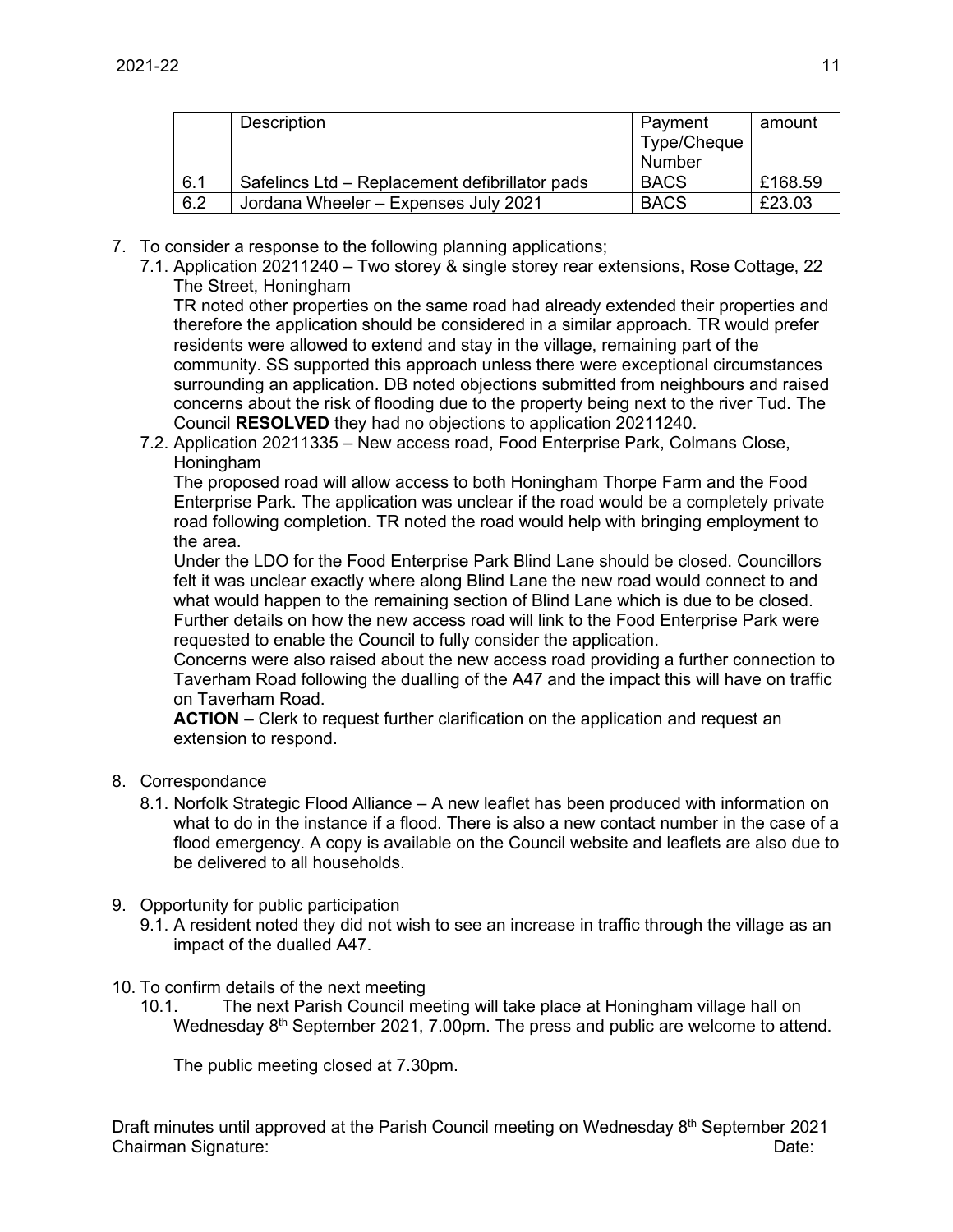| | Description | Payment Type/Cheque Number | amount |
|---|---|---|---|
| 6.1 | Safelincs Ltd – Replacement defibrillator pads | BACS | £168.59 |
| 6.2 | Jordana Wheeler – Expenses July 2021 | BACS | £23.03 |

7. To consider a response to the following planning applications;
   7.1. Application 20211240 – Two storey & single storey rear extensions, Rose Cottage, 22 The Street, Honingham
   TR noted other properties on the same road had already extended their properties and therefore the application should be considered in a similar approach. TR would prefer residents were allowed to extend and stay in the village, remaining part of the community. SS supported this approach unless there were exceptional circumstances surrounding an application. DB noted objections submitted from neighbours and raised concerns about the risk of flooding due to the property being next to the river Tud. The Council **RESOLVED** they had no objections to application 20211240.
   7.2. Application 20211335 – New access road, Food Enterprise Park, Colmans Close, Honingham
   The proposed road will allow access to both Honingham Thorpe Farm and the Food Enterprise Park. The application was unclear if the road would be a completely private road following completion. TR noted the road would help with bringing employment to the area.
   Under the LDO for the Food Enterprise Park Blind Lane should be closed. Councillors felt it was unclear exactly where along Blind Lane the new road would connect to and what would happen to the remaining section of Blind Lane which is due to be closed. Further details on how the new access road will link to the Food Enterprise Park were requested to enable the Council to fully consider the application.
   Concerns were also raised about the new access road providing a further connection to Taverham Road following the dualling of the A47 and the impact this will have on traffic on Taverham Road.
   **ACTION** – Clerk to request further clarification on the application and request an extension to respond.

8. Correspondance
   8.1. Norfolk Strategic Flood Alliance – A new leaflet has been produced with information on what to do in the instance if a flood. There is also a new contact number in the case of a flood emergency. A copy is available on the Council website and leaflets are also due to be delivered to all households.

9. Opportunity for public participation
   9.1. A resident noted they did not wish to see an increase in traffic through the village as an impact of the dualled A47.

10. To confirm details of the next meeting
    10.1. The next Parish Council meeting will take place at Honingham village hall on Wednesday 8th September 2021, 7.00pm. The press and public are welcome to attend.

    The public meeting closed at 7.30pm.

Draft minutes until approved at the Parish Council meeting on Wednesday 8th September 2021
Chairman Signature: Date: